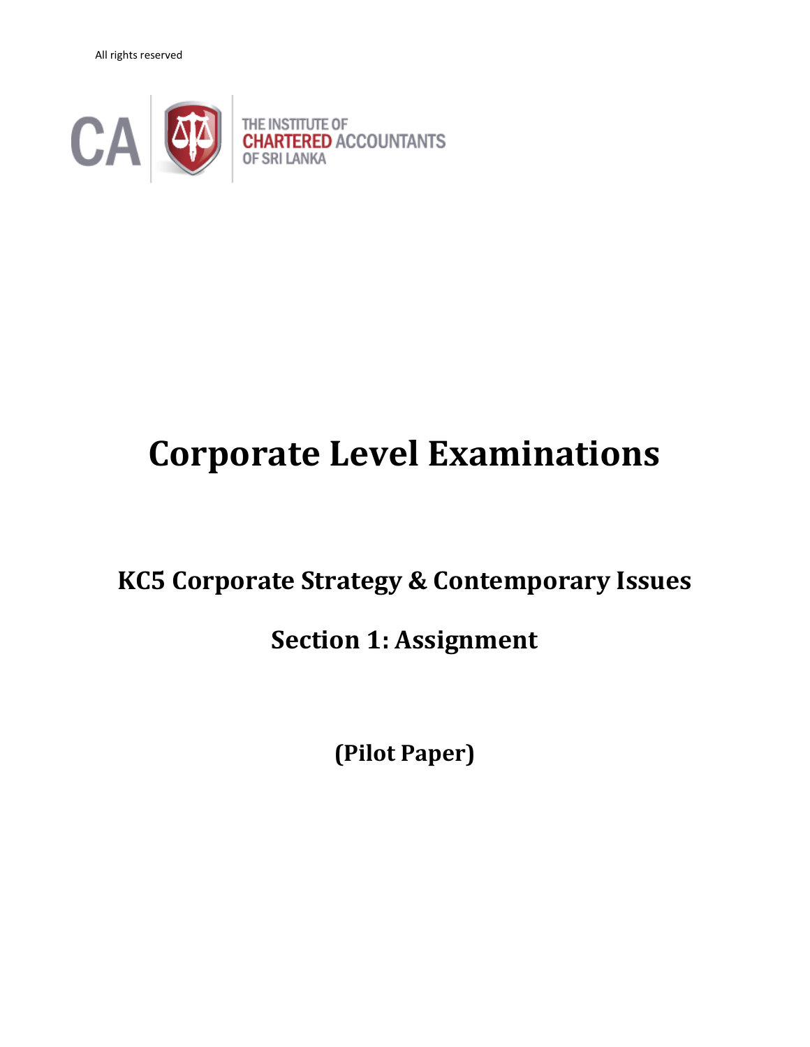All rights reserved

THE INSTITUTE OF CHARTERED ACCOUNTANTS OF SRI LANKA

# Corporate Level Examinations

## KC5 Corporate Strategy & Contemporary Issues

## Section 1: Assignment

### (Pilot Paper)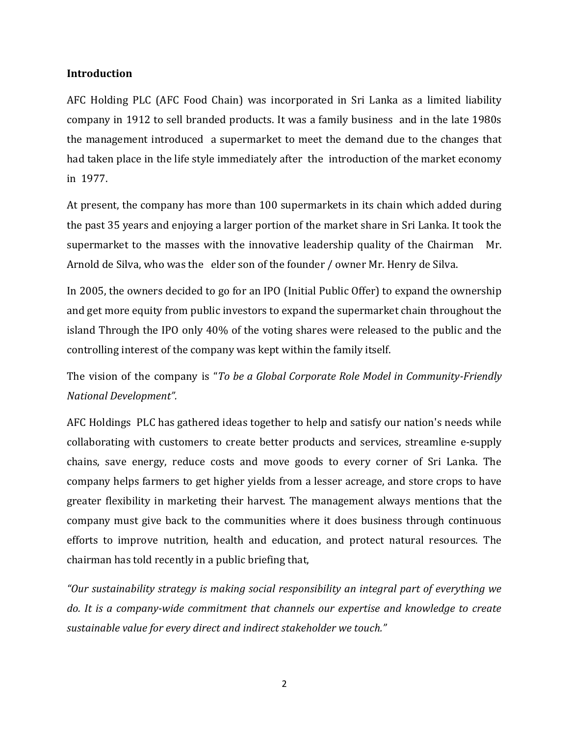**Introduction**

AFC Holding PLC (AFC Food Chain) was incorporated in Sri Lanka as a limited liability company in 1912 to sell branded products. It was a family business and in the late 1980s the management introduced a supermarket to meet the demand due to the changes that had taken place in the life style immediately after the introduction of the market economy in 1977.

At present, the company has more than 100 supermarkets in its chain which added during the past 35 years and enjoying a larger portion of the market share in Sri Lanka. It took the supermarket to the masses with the innovative leadership quality of the Chairman Mr. Arnold de Silva, who was the elder son of the founder / owner Mr. Henry de Silva.

In 2005, the owners decided to go for an IPO (Initial Public Offer) to expand the ownership and get more equity from public investors to expand the supermarket chain throughout the island Through the IPO only 40% of the voting shares were released to the public and the controlling interest of the company was kept within the family itself.

The vision of the company is "*To be a Global Corporate Role Model in Community-Friendly National Development".*

AFC Holdings PLC has gathered ideas together to help and satisfy our nation's needs while collaborating with customers to create better products and services, streamline e-supply chains, save energy, reduce costs and move goods to every corner of Sri Lanka. The company helps farmers to get higher yields from a lesser acreage, and store crops to have greater flexibility in marketing their harvest. The management always mentions that the company must give back to the communities where it does business through continuous efforts to improve nutrition, health and education, and protect natural resources. The chairman has told recently in a public briefing that,

*"Our sustainability strategy is making social responsibility an integral part of everything we do. It is a company-wide commitment that channels our expertise and knowledge to create sustainable value for every direct and indirect stakeholder we touch."*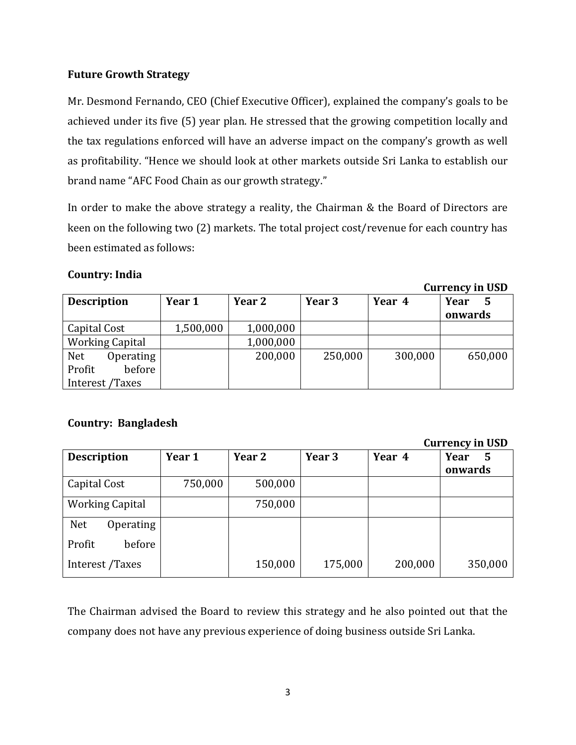**Future Growth Strategy**

Mr. Desmond Fernando, CEO (Chief Executive Officer), explained the company's goals to be achieved under its five (5) year plan. He stressed that the growing competition locally and the tax regulations enforced will have an adverse impact on the company's growth as well as profitability. "Hence we should look at other markets outside Sri Lanka to establish our brand name "AFC Food Chain as our growth strategy."

In order to make the above strategy a reality, the Chairman & the Board of Directors are keen on the following two (2) markets. The total project cost/revenue for each country has been estimated as follows:

**Country: India**

**Currency in USD**

| **Description** | **Year 1** | **Year 2** | **Year 3** | **Year 4** | **Year 5 onwards** |
|---|---|---|---|---|---|
| Capital Cost | 1,500,000 | 1,000,000 | | | |
| Working Capital | | 1,000,000 | | | |
| Net Operating Profit before Interest /Taxes | | 200,000 | 250,000 | 300,000 | 650,000 |

**Country: Bangladesh**

**Currency in USD**

| **Description** | **Year 1** | **Year 2** | **Year 3** | **Year 4** | **Year 5 onwards** |
|---|---|---|---|---|---|
| Capital Cost | 750,000 | 500,000 | | | |
| Working Capital | | 750,000 | | | |
| Net Operating Profit before Interest /Taxes | | 150,000 | 175,000 | 200,000 | 350,000 |

The Chairman advised the Board to review this strategy and he also pointed out that the company does not have any previous experience of doing business outside Sri Lanka.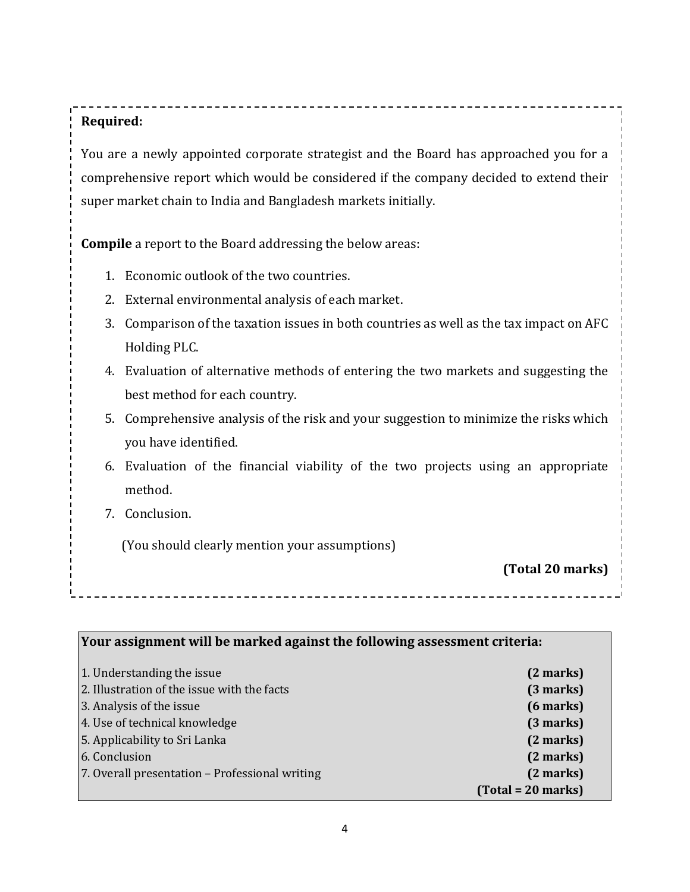**Required:**

You are a newly appointed corporate strategist and the Board has approached you for a comprehensive report which would be considered if the company decided to extend their super market chain to India and Bangladesh markets initially.

**Compile** a report to the Board addressing the below areas:

1. Economic outlook of the two countries.
2. External environmental analysis of each market.
3. Comparison of the taxation issues in both countries as well as the tax impact on AFC Holding PLC.
4. Evaluation of alternative methods of entering the two markets and suggesting the best method for each country.
5. Comprehensive analysis of the risk and your suggestion to minimize the risks which you have identified.
6. Evaluation of the financial viability of the two projects using an appropriate method.
7. Conclusion.

(You should clearly mention your assumptions)

**(Total 20 marks)**

| **Your assignment will be marked against the following assessment criteria:** | |
| --- | --- |
| 1. Understanding the issue | **(2 marks)** |
| 2. Illustration of the issue with the facts | **(3 marks)** |
| 3. Analysis of the issue | **(6 marks)** |
| 4. Use of technical knowledge | **(3 marks)** |
| 5. Applicability to Sri Lanka | **(2 marks)** |
| 6. Conclusion | **(2 marks)** |
| 7. Overall presentation – Professional writing | **(2 marks)** |
| | **(Total = 20 marks)** |